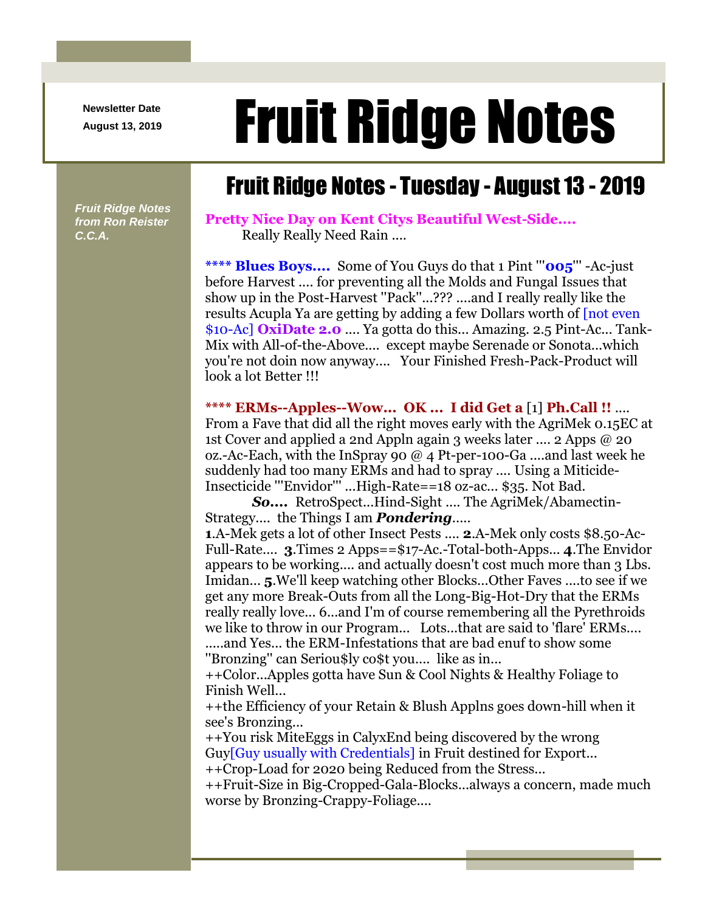Newsletter Date
August 13, 2019

# Fruit Ridge Notes

*Fruit Ridge Notes from Ron Reister C.C.A.*

## Fruit Ridge Notes - Tuesday - August 13 - 2019

**Pretty Nice Day on Kent Citys Beautiful West-Side....**
Really Really Need Rain ....

**\*\*\*\* Blues Boys....** Some of You Guys do that 1 Pint '''**005**''' -Ac-just before Harvest .... for preventing all the Molds and Fungal Issues that show up in the Post-Harvest "Pack"...??? ....and I really really like the results Acupla Ya are getting by adding a few Dollars worth of [not even $10-Ac] **OxiDate 2.0** .... Ya gotta do this... Amazing. 2.5 Pint-Ac... Tank-Mix with All-of-the-Above.... except maybe Serenade or Sonota...which you're not doin now anyway.... Your Finished Fresh-Pack-Product will look a lot Better !!!

**\*\*\*\* ERMs--Apples--Wow... OK ... I did Get a** [1] **Ph.Call !!** .... From a Fave that did all the right moves early with the AgriMek 0.15EC at 1st Cover and applied a 2nd Appln again 3 weeks later .... 2 Apps @ 20 oz.-Ac-Each, with the InSpray 90 @ 4 Pt-per-100-Ga ....and last week he suddenly had too many ERMs and had to spray .... Using a Miticide-Insecticide '''Envidor''' ...High-Rate==18 oz-ac... $35. Not Bad.

***So....*** RetroSpect...Hind-Sight .... The AgriMek/Abamectin-Strategy.... the Things I am ***Pondering***.....

**1**.A-Mek gets a lot of other Insect Pests .... **2**.A-Mek only costs $8.50-Ac-Full-Rate.... **3**.Times 2 Apps==$17-Ac.-Total-both-Apps... **4**.The Envidor appears to be working.... and actually doesn't cost much more than 3 Lbs. Imidan... **5**.We'll keep watching other Blocks...Other Faves ....to see if we get any more Break-Outs from all the Long-Big-Hot-Dry that the ERMs really really love... 6...and I'm of course remembering all the Pyrethroids we like to throw in our Program... Lots...that are said to 'flare' ERMs.... .....and Yes... the ERM-Infestations that are bad enuf to show some "Bronzing" can Seriou$ly co$t you.... like as in...

++Color...Apples gotta have Sun & Cool Nights & Healthy Foliage to Finish Well...

++the Efficiency of your Retain & Blush Applns goes down-hill when it see's Bronzing...

++You risk MiteEggs in CalyxEnd being discovered by the wrong Guy[Guy usually with Credentials] in Fruit destined for Export...

++Crop-Load for 2020 being Reduced from the Stress...

++Fruit-Size in Big-Cropped-Gala-Blocks...always a concern, made much worse by Bronzing-Crappy-Foliage....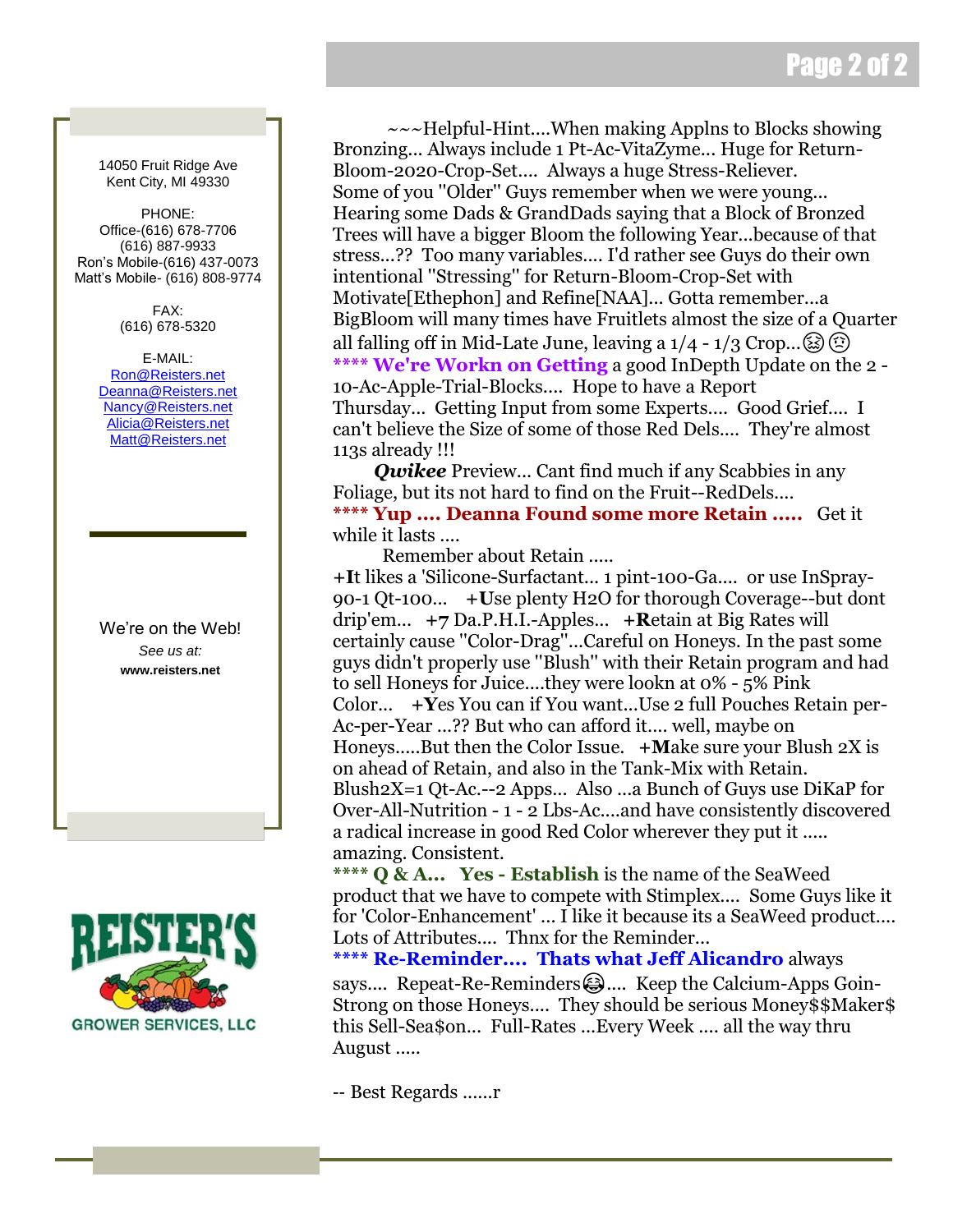14050 Fruit Ridge Ave
Kent City, MI 49330

PHONE:
Office-(616) 678-7706
(616) 887-9933
Ron's Mobile-(616) 437-0073
Matt's Mobile- (616) 808-9774

FAX:
(616) 678-5320

E-MAIL:
Ron@Reisters.net
Deanna@Reisters.net
Nancy@Reisters.net
Alicia@Reisters.net
Matt@Reisters.net

We're on the Web!
*See us at:*
**www.reisters.net**

REISTER'S GROWER SERVICES, LLC

~~~Helpful-Hint....When making Applns to Blocks showing Bronzing... Always include 1 Pt-Ac-VitaZyme... Huge for Return-Bloom-2020-Crop-Set.... Always a huge Stress-Reliever. Some of you "Older" Guys remember when we were young... Hearing some Dads & GrandDads saying that a Block of Bronzed Trees will have a bigger Bloom the following Year...because of that stress...?? Too many variables.... I'd rather see Guys do their own intentional "Stressing" for Return-Bloom-Crop-Set with Motivate[Ethephon] and Refine[NAA]... Gotta remember...a BigBloom will many times have Fruitlets almost the size of a Quarter all falling off in Mid-Late June, leaving a 1/4 - 1/3 Crop...😖😟

**\*\*\*\* We're Workn on Getting** a good InDepth Update on the 2 - 10-Ac-Apple-Trial-Blocks.... Hope to have a Report Thursday... Getting Input from some Experts.... Good Grief.... I can't believe the Size of some of those Red Dels.... They're almost 113s already !!!

***Qwikee*** Preview... Cant find much if any Scabbies in any Foliage, but its not hard to find on the Fruit--RedDels....

**\*\*\*\* Yup .... Deanna Found some more Retain .....** Get it while it lasts ....

Remember about Retain .....

**+I**t likes a 'Silicone-Surfactant... 1 pint-100-Ga.... or use InSpray-90-1 Qt-100... **+U**se plenty H2O for thorough Coverage--but dont drip'em... **+7** Da.P.H.I.-Apples... **+R**etain at Big Rates will certainly cause "Color-Drag"...Careful on Honeys. In the past some guys didn't properly use "Blush" with their Retain program and had to sell Honeys for Juice....they were lookn at 0% - 5% Pink Color... **+Y**es You can if You want...Use 2 full Pouches Retain per-Ac-per-Year ...?? But who can afford it.... well, maybe on Honeys.....But then the Color Issue. **+M**ake sure your Blush 2X is on ahead of Retain, and also in the Tank-Mix with Retain. Blush2X=1 Qt-Ac.--2 Apps... Also ...a Bunch of Guys use DiKaP for Over-All-Nutrition - 1 - 2 Lbs-Ac....and have consistently discovered a radical increase in good Red Color wherever they put it ..... amazing. Consistent.

**\*\*\*\* Q & A... Yes - Establish** is the name of the SeaWeed product that we have to compete with Stimplex.... Some Guys like it for 'Color-Enhancement' ... I like it because its a SeaWeed product.... Lots of Attributes.... Thnx for the Reminder...

**\*\*\*\* Re-Reminder.... Thats what Jeff Alicandro** always says.... Repeat-Re-Reminders😂.... Keep the Calcium-Apps Goin-Strong on those Honeys.... They should be serious Money$$Maker$ this Sell-Sea$on... Full-Rates ...Every Week .... all the way thru August .....

-- Best Regards ......r